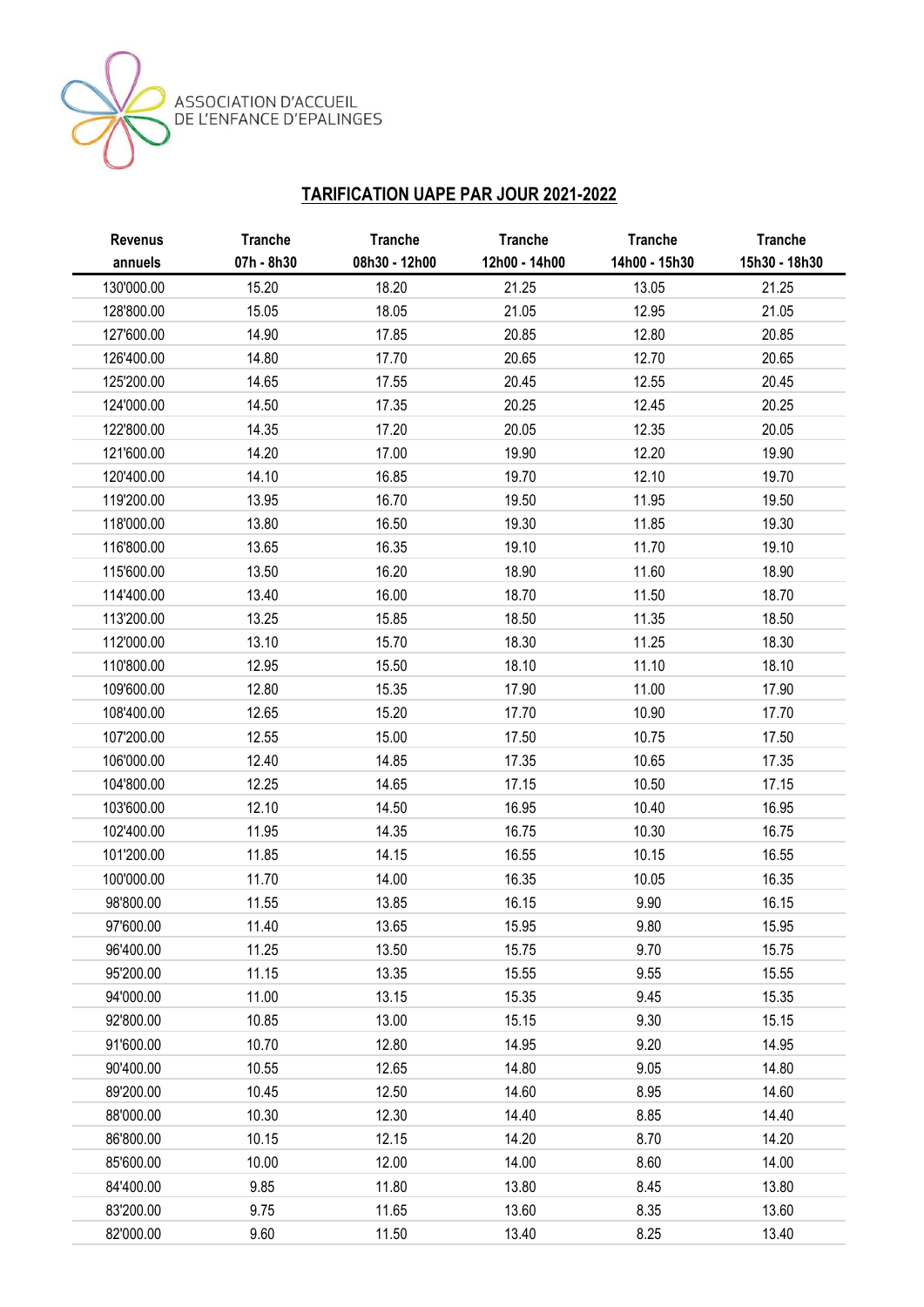ASSOCIATION D'ACCUEIL
DE L'ENFANCE D'EPALINGES

## TARIFICATION UAPE PAR JOUR 2021-2022

| Revenus annuels | Tranche 07h - 8h30 | Tranche 08h30 - 12h00 | Tranche 12h00 - 14h00 | Tranche 14h00 - 15h30 | Tranche 15h30 - 18h30 |
|---|---|---|---|---|---|
| 130'000.00 | 15.20 | 18.20 | 21.25 | 13.05 | 21.25 |
| 128'800.00 | 15.05 | 18.05 | 21.05 | 12.95 | 21.05 |
| 127'600.00 | 14.90 | 17.85 | 20.85 | 12.80 | 20.85 |
| 126'400.00 | 14.80 | 17.70 | 20.65 | 12.70 | 20.65 |
| 125'200.00 | 14.65 | 17.55 | 20.45 | 12.55 | 20.45 |
| 124'000.00 | 14.50 | 17.35 | 20.25 | 12.45 | 20.25 |
| 122'800.00 | 14.35 | 17.20 | 20.05 | 12.35 | 20.05 |
| 121'600.00 | 14.20 | 17.00 | 19.90 | 12.20 | 19.90 |
| 120'400.00 | 14.10 | 16.85 | 19.70 | 12.10 | 19.70 |
| 119'200.00 | 13.95 | 16.70 | 19.50 | 11.95 | 19.50 |
| 118'000.00 | 13.80 | 16.50 | 19.30 | 11.85 | 19.30 |
| 116'800.00 | 13.65 | 16.35 | 19.10 | 11.70 | 19.10 |
| 115'600.00 | 13.50 | 16.20 | 18.90 | 11.60 | 18.90 |
| 114'400.00 | 13.40 | 16.00 | 18.70 | 11.50 | 18.70 |
| 113'200.00 | 13.25 | 15.85 | 18.50 | 11.35 | 18.50 |
| 112'000.00 | 13.10 | 15.70 | 18.30 | 11.25 | 18.30 |
| 110'800.00 | 12.95 | 15.50 | 18.10 | 11.10 | 18.10 |
| 109'600.00 | 12.80 | 15.35 | 17.90 | 11.00 | 17.90 |
| 108'400.00 | 12.65 | 15.20 | 17.70 | 10.90 | 17.70 |
| 107'200.00 | 12.55 | 15.00 | 17.50 | 10.75 | 17.50 |
| 106'000.00 | 12.40 | 14.85 | 17.35 | 10.65 | 17.35 |
| 104'800.00 | 12.25 | 14.65 | 17.15 | 10.50 | 17.15 |
| 103'600.00 | 12.10 | 14.50 | 16.95 | 10.40 | 16.95 |
| 102'400.00 | 11.95 | 14.35 | 16.75 | 10.30 | 16.75 |
| 101'200.00 | 11.85 | 14.15 | 16.55 | 10.15 | 16.55 |
| 100'000.00 | 11.70 | 14.00 | 16.35 | 10.05 | 16.35 |
| 98'800.00 | 11.55 | 13.85 | 16.15 | 9.90 | 16.15 |
| 97'600.00 | 11.40 | 13.65 | 15.95 | 9.80 | 15.95 |
| 96'400.00 | 11.25 | 13.50 | 15.75 | 9.70 | 15.75 |
| 95'200.00 | 11.15 | 13.35 | 15.55 | 9.55 | 15.55 |
| 94'000.00 | 11.00 | 13.15 | 15.35 | 9.45 | 15.35 |
| 92'800.00 | 10.85 | 13.00 | 15.15 | 9.30 | 15.15 |
| 91'600.00 | 10.70 | 12.80 | 14.95 | 9.20 | 14.95 |
| 90'400.00 | 10.55 | 12.65 | 14.80 | 9.05 | 14.80 |
| 89'200.00 | 10.45 | 12.50 | 14.60 | 8.95 | 14.60 |
| 88'000.00 | 10.30 | 12.30 | 14.40 | 8.85 | 14.40 |
| 86'800.00 | 10.15 | 12.15 | 14.20 | 8.70 | 14.20 |
| 85'600.00 | 10.00 | 12.00 | 14.00 | 8.60 | 14.00 |
| 84'400.00 | 9.85 | 11.80 | 13.80 | 8.45 | 13.80 |
| 83'200.00 | 9.75 | 11.65 | 13.60 | 8.35 | 13.60 |
| 82'000.00 | 9.60 | 11.50 | 13.40 | 8.25 | 13.40 |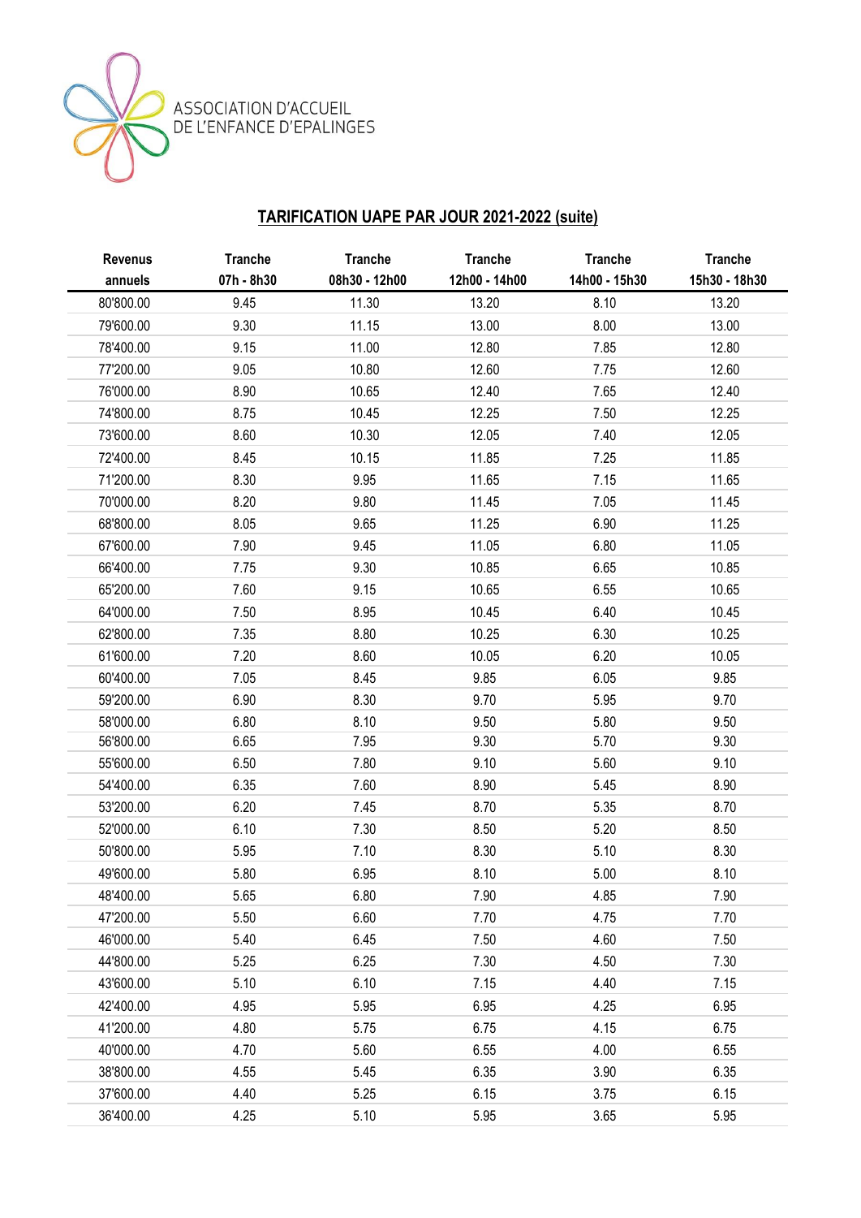ASSOCIATION D'ACCUEIL
DE L'ENFANCE D'EPALINGES

## TARIFICATION UAPE PAR JOUR 2021-2022 (suite)

| Revenus annuels | Tranche 07h - 8h30 | Tranche 08h30 - 12h00 | Tranche 12h00 - 14h00 | Tranche 14h00 - 15h30 | Tranche 15h30 - 18h30 |
|---|---|---|---|---|---|
| 80'800.00 | 9.45 | 11.30 | 13.20 | 8.10 | 13.20 |
| 79'600.00 | 9.30 | 11.15 | 13.00 | 8.00 | 13.00 |
| 78'400.00 | 9.15 | 11.00 | 12.80 | 7.85 | 12.80 |
| 77'200.00 | 9.05 | 10.80 | 12.60 | 7.75 | 12.60 |
| 76'000.00 | 8.90 | 10.65 | 12.40 | 7.65 | 12.40 |
| 74'800.00 | 8.75 | 10.45 | 12.25 | 7.50 | 12.25 |
| 73'600.00 | 8.60 | 10.30 | 12.05 | 7.40 | 12.05 |
| 72'400.00 | 8.45 | 10.15 | 11.85 | 7.25 | 11.85 |
| 71'200.00 | 8.30 | 9.95 | 11.65 | 7.15 | 11.65 |
| 70'000.00 | 8.20 | 9.80 | 11.45 | 7.05 | 11.45 |
| 68'800.00 | 8.05 | 9.65 | 11.25 | 6.90 | 11.25 |
| 67'600.00 | 7.90 | 9.45 | 11.05 | 6.80 | 11.05 |
| 66'400.00 | 7.75 | 9.30 | 10.85 | 6.65 | 10.85 |
| 65'200.00 | 7.60 | 9.15 | 10.65 | 6.55 | 10.65 |
| 64'000.00 | 7.50 | 8.95 | 10.45 | 6.40 | 10.45 |
| 62'800.00 | 7.35 | 8.80 | 10.25 | 6.30 | 10.25 |
| 61'600.00 | 7.20 | 8.60 | 10.05 | 6.20 | 10.05 |
| 60'400.00 | 7.05 | 8.45 | 9.85 | 6.05 | 9.85 |
| 59'200.00 | 6.90 | 8.30 | 9.70 | 5.95 | 9.70 |
| 58'000.00 | 6.80 | 8.10 | 9.50 | 5.80 | 9.50 |
| 56'800.00 | 6.65 | 7.95 | 9.30 | 5.70 | 9.30 |
| 55'600.00 | 6.50 | 7.80 | 9.10 | 5.60 | 9.10 |
| 54'400.00 | 6.35 | 7.60 | 8.90 | 5.45 | 8.90 |
| 53'200.00 | 6.20 | 7.45 | 8.70 | 5.35 | 8.70 |
| 52'000.00 | 6.10 | 7.30 | 8.50 | 5.20 | 8.50 |
| 50'800.00 | 5.95 | 7.10 | 8.30 | 5.10 | 8.30 |
| 49'600.00 | 5.80 | 6.95 | 8.10 | 5.00 | 8.10 |
| 48'400.00 | 5.65 | 6.80 | 7.90 | 4.85 | 7.90 |
| 47'200.00 | 5.50 | 6.60 | 7.70 | 4.75 | 7.70 |
| 46'000.00 | 5.40 | 6.45 | 7.50 | 4.60 | 7.50 |
| 44'800.00 | 5.25 | 6.25 | 7.30 | 4.50 | 7.30 |
| 43'600.00 | 5.10 | 6.10 | 7.15 | 4.40 | 7.15 |
| 42'400.00 | 4.95 | 5.95 | 6.95 | 4.25 | 6.95 |
| 41'200.00 | 4.80 | 5.75 | 6.75 | 4.15 | 6.75 |
| 40'000.00 | 4.70 | 5.60 | 6.55 | 4.00 | 6.55 |
| 38'800.00 | 4.55 | 5.45 | 6.35 | 3.90 | 6.35 |
| 37'600.00 | 4.40 | 5.25 | 6.15 | 3.75 | 6.15 |
| 36'400.00 | 4.25 | 5.10 | 5.95 | 3.65 | 5.95 |